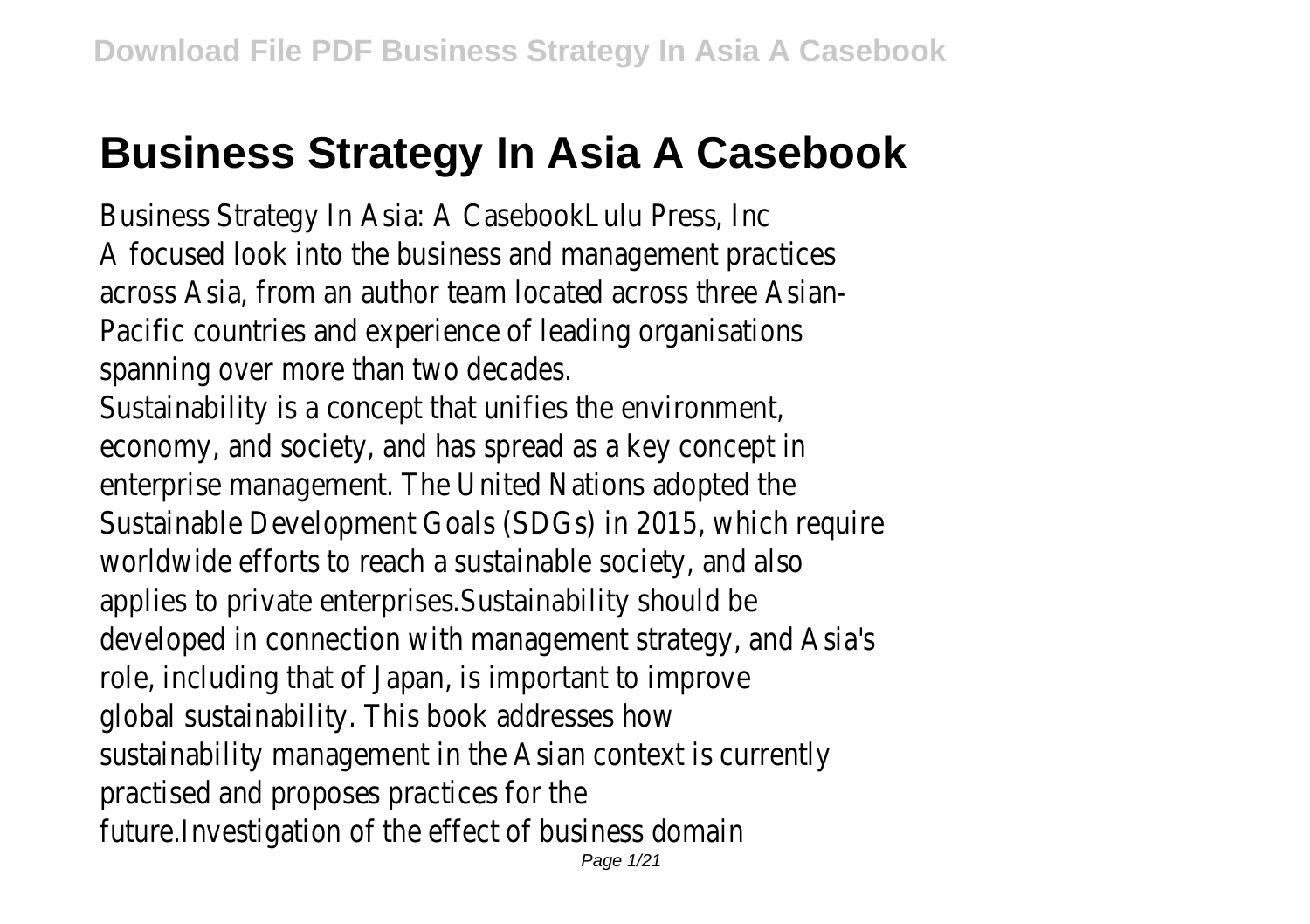# Business Strategy In Asia A Casebook

Business Strategy In Asia: A CasebookLulu Press, Inc
A focused look into the business and management practices across Asia, from an author team located across three Asian-Pacific countries and experience of leading organisations spanning over more than two decades.
Sustainability is a concept that unifies the environment, economy, and society, and has spread as a key concept in enterprise management. The United Nations adopted the Sustainable Development Goals (SDGs) in 2015, which require worldwide efforts to reach a sustainable society, and also applies to private enterprises.Sustainability should be developed in connection with management strategy, and Asia's role, including that of Japan, is important to improve global sustainability. This book addresses how sustainability management in the Asian context is currently practised and proposes practices for the future.Investigation of the effect of business domain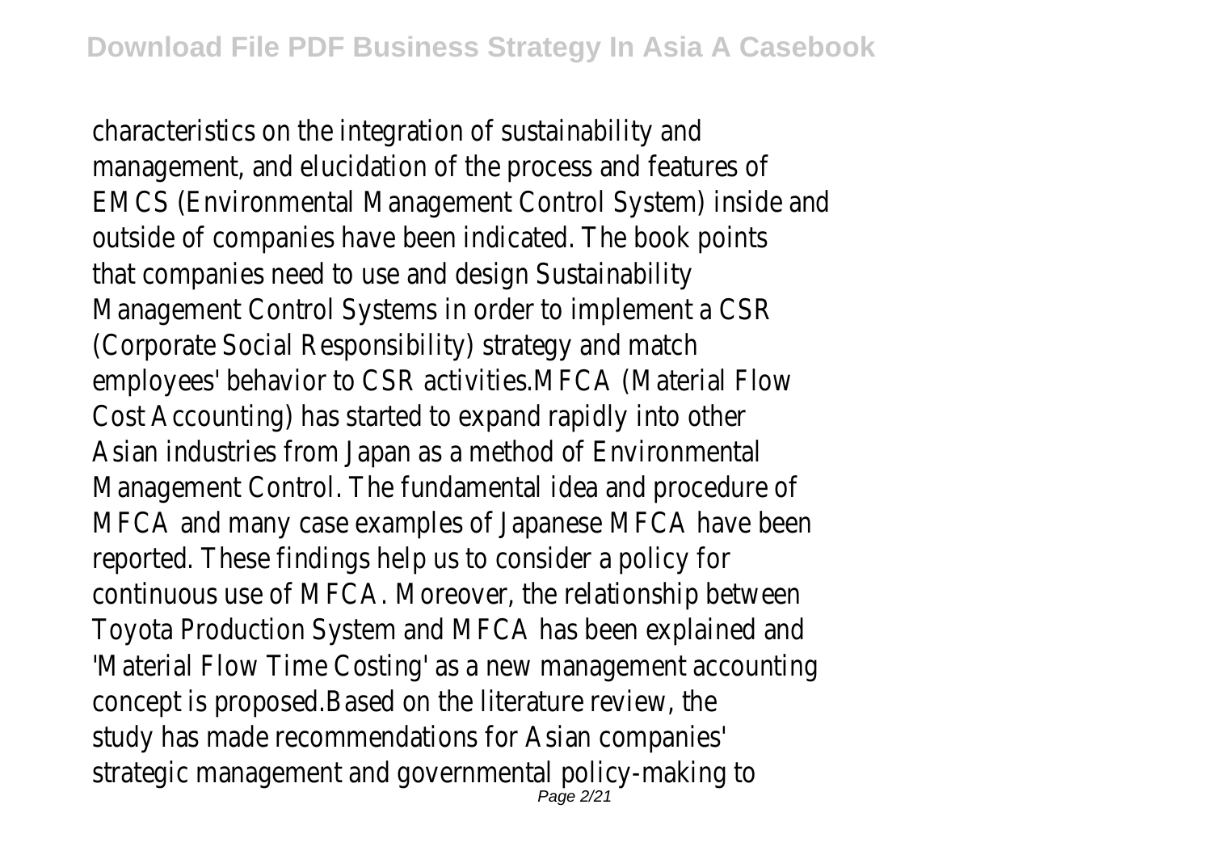characteristics on the integration of sustainability and management, and elucidation of the process and features of EMCS (Environmental Management Control System) inside and outside of companies have been indicated. The book points that companies need to use and design Sustainability Management Control Systems in order to implement a CSR (Corporate Social Responsibility) strategy and match employees' behavior to CSR activities.MFCA (Material Flow Cost Accounting) has started to expand rapidly into other Asian industries from Japan as a method of Environmental Management Control. The fundamental idea and procedure of MFCA and many case examples of Japanese MFCA have been reported. These findings help us to consider a policy for continuous use of MFCA. Moreover, the relationship between Toyota Production System and MFCA has been explained and 'Material Flow Time Costing' as a new management accounting concept is proposed.Based on the literature review, the study has made recommendations for Asian companies' strategic management and governmental policy-making to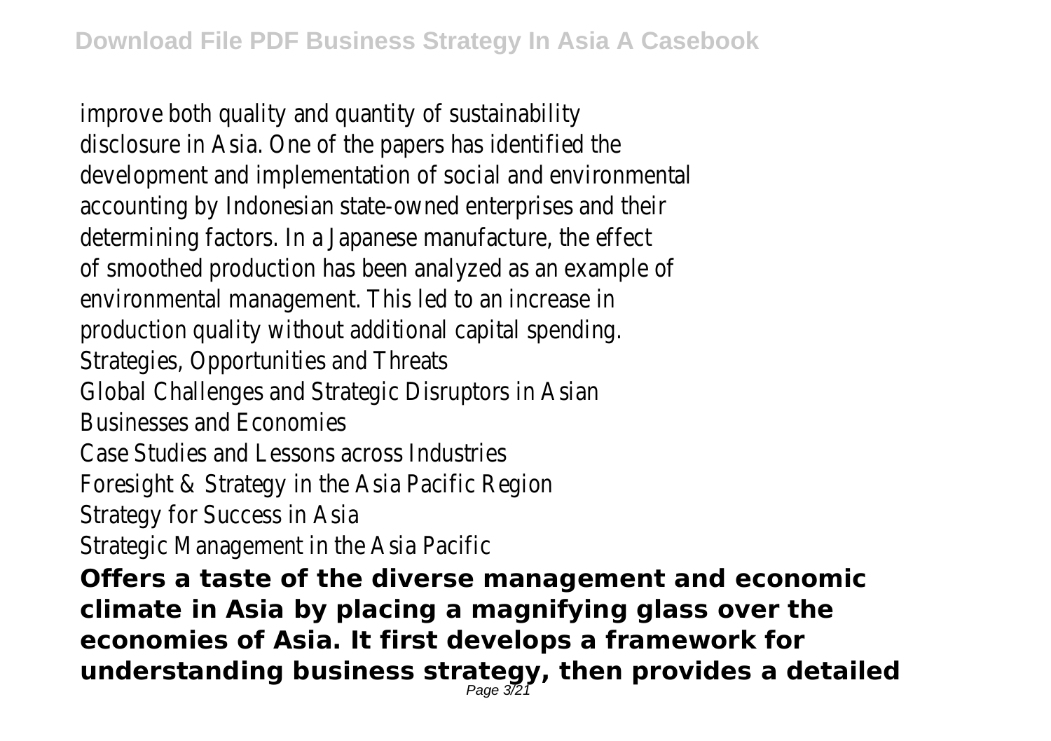improve both quality and quantity of sustainability disclosure in Asia. One of the papers has identified the development and implementation of social and environmental accounting by Indonesian state-owned enterprises and their determining factors. In a Japanese manufacture, the effect of smoothed production has been analyzed as an example of environmental management. This led to an increase in production quality without additional capital spending.

Strategies, Opportunities and Threats

Global Challenges and Strategic Disruptors in Asian Businesses and Economies

Case Studies and Lessons across Industries

Foresight & Strategy in the Asia Pacific Region

Strategy for Success in Asia

Strategic Management in the Asia Pacific

**Offers a taste of the diverse management and economic climate in Asia by placing a magnifying glass over the economies of Asia. It first develops a framework for understanding business strategy, then provides a detailed**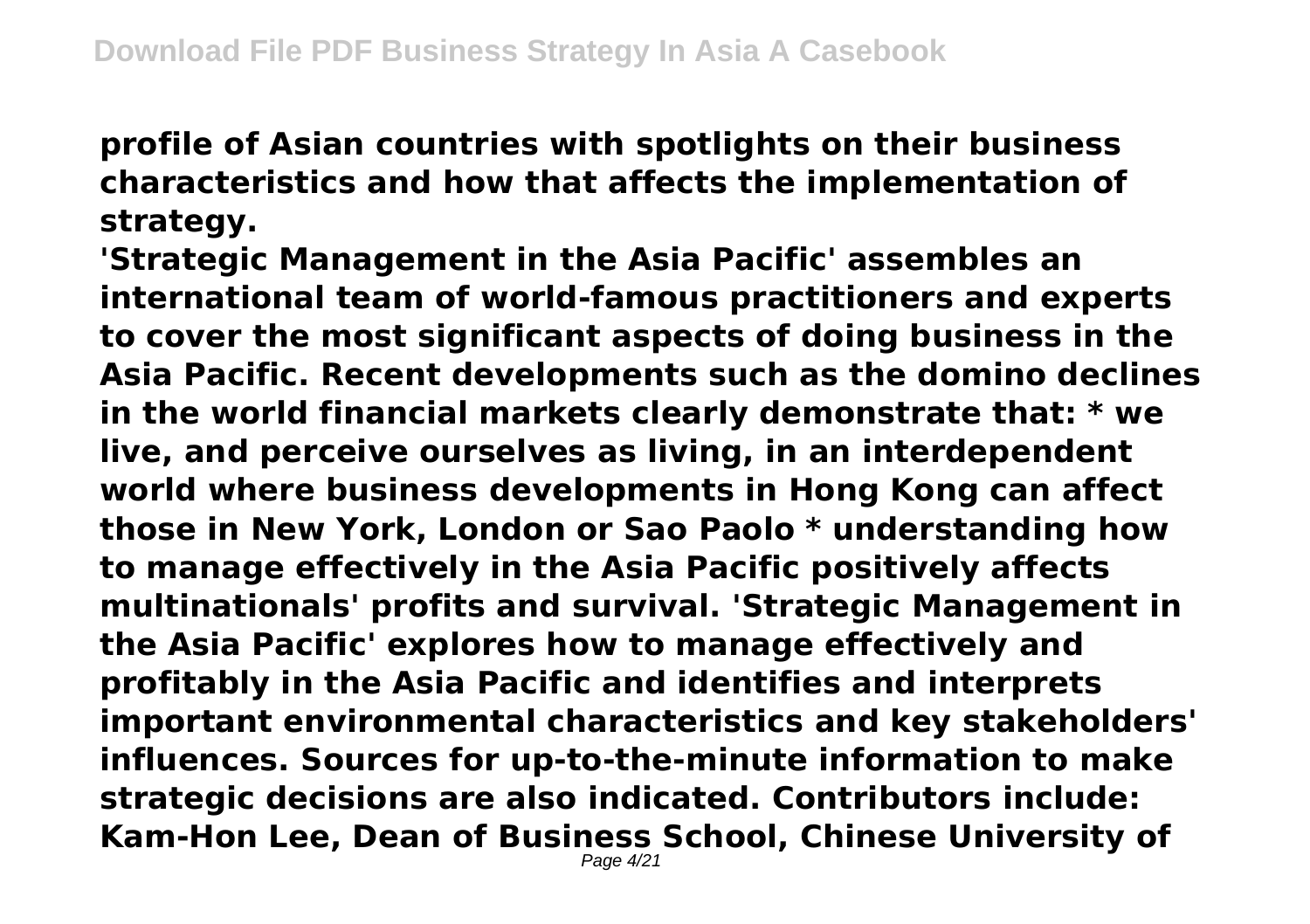**profile of Asian countries with spotlights on their business characteristics and how that affects the implementation of strategy.**

**'Strategic Management in the Asia Pacific' assembles an international team of world-famous practitioners and experts to cover the most significant aspects of doing business in the Asia Pacific. Recent developments such as the domino declines in the world financial markets clearly demonstrate that: * we live, and perceive ourselves as living, in an interdependent world where business developments in Hong Kong can affect those in New York, London or Sao Paolo * understanding how to manage effectively in the Asia Pacific positively affects multinationals' profits and survival. 'Strategic Management in the Asia Pacific' explores how to manage effectively and profitably in the Asia Pacific and identifies and interprets important environmental characteristics and key stakeholders' influences. Sources for up-to-the-minute information to make strategic decisions are also indicated. Contributors include: Kam-Hon Lee, Dean of Business School, Chinese University of**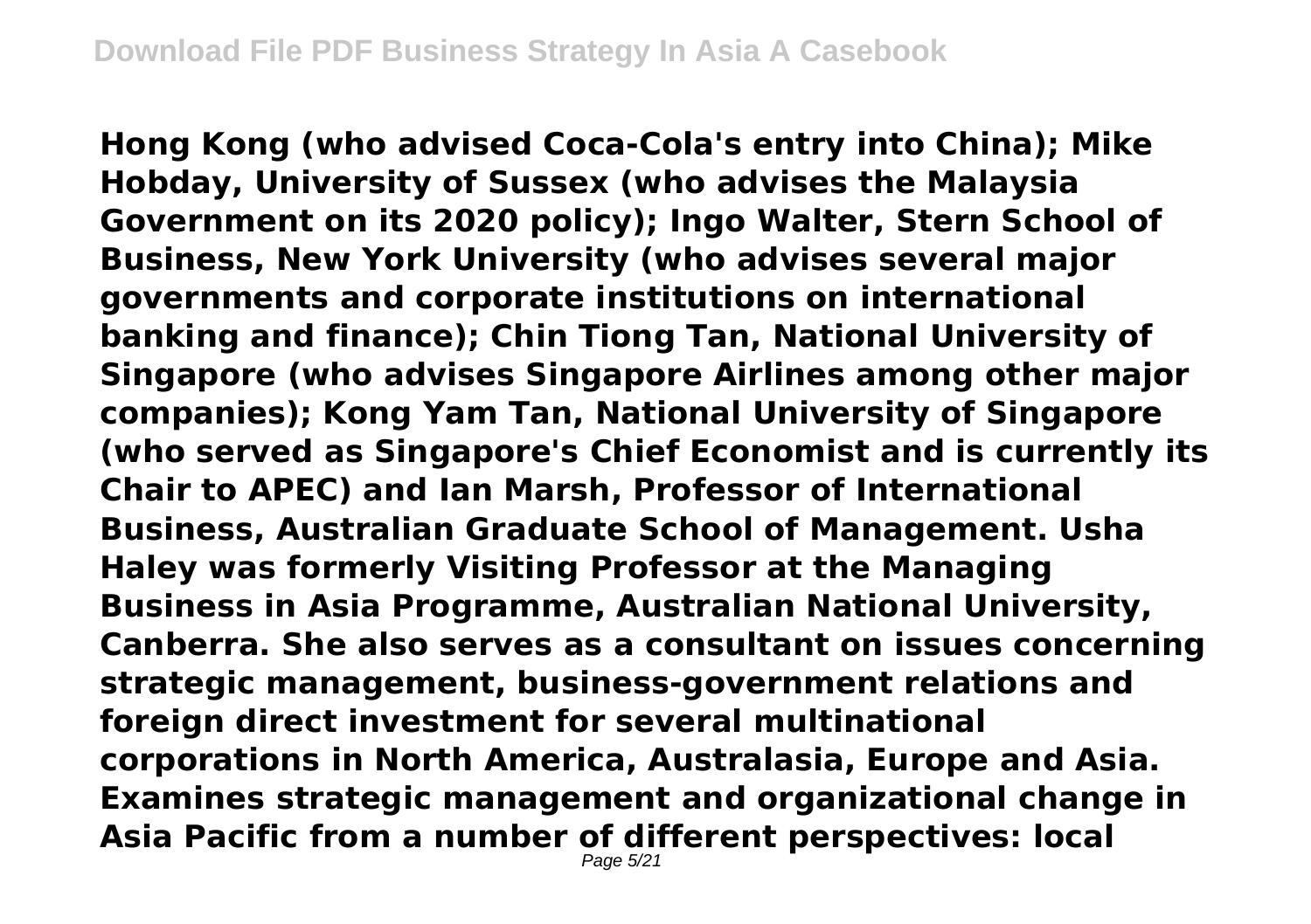**Hong Kong (who advised Coca-Cola's entry into China); Mike Hobday, University of Sussex (who advises the Malaysia Government on its 2020 policy); Ingo Walter, Stern School of Business, New York University (who advises several major governments and corporate institutions on international banking and finance); Chin Tiong Tan, National University of Singapore (who advises Singapore Airlines among other major companies); Kong Yam Tan, National University of Singapore (who served as Singapore's Chief Economist and is currently its Chair to APEC) and Ian Marsh, Professor of International Business, Australian Graduate School of Management. Usha Haley was formerly Visiting Professor at the Managing Business in Asia Programme, Australian National University, Canberra. She also serves as a consultant on issues concerning strategic management, business-government relations and foreign direct investment for several multinational corporations in North America, Australasia, Europe and Asia. Examines strategic management and organizational change in Asia Pacific from a number of different perspectives: local**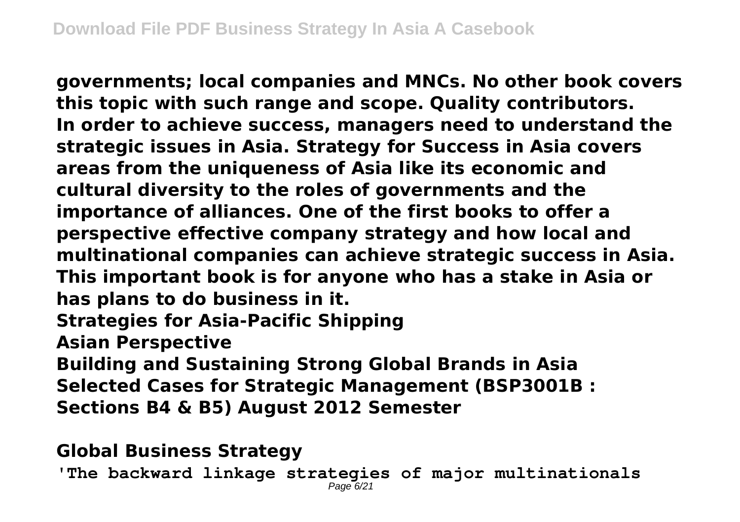**governments; local companies and MNCs. No other book covers this topic with such range and scope. Quality contributors. In order to achieve success, managers need to understand the strategic issues in Asia. Strategy for Success in Asia covers areas from the uniqueness of Asia like its economic and cultural diversity to the roles of governments and the importance of alliances. One of the first books to offer a perspective effective company strategy and how local and multinational companies can achieve strategic success in Asia. This important book is for anyone who has a stake in Asia or has plans to do business in it.**

**Strategies for Asia-Pacific Shipping**

**Asian Perspective**

**Building and Sustaining Strong Global Brands in Asia**

**Selected Cases for Strategic Management (BSP3001B : Sections B4 & B5) August 2012 Semester**

**Global Business Strategy**

**'The backward linkage strategies of major multinationals**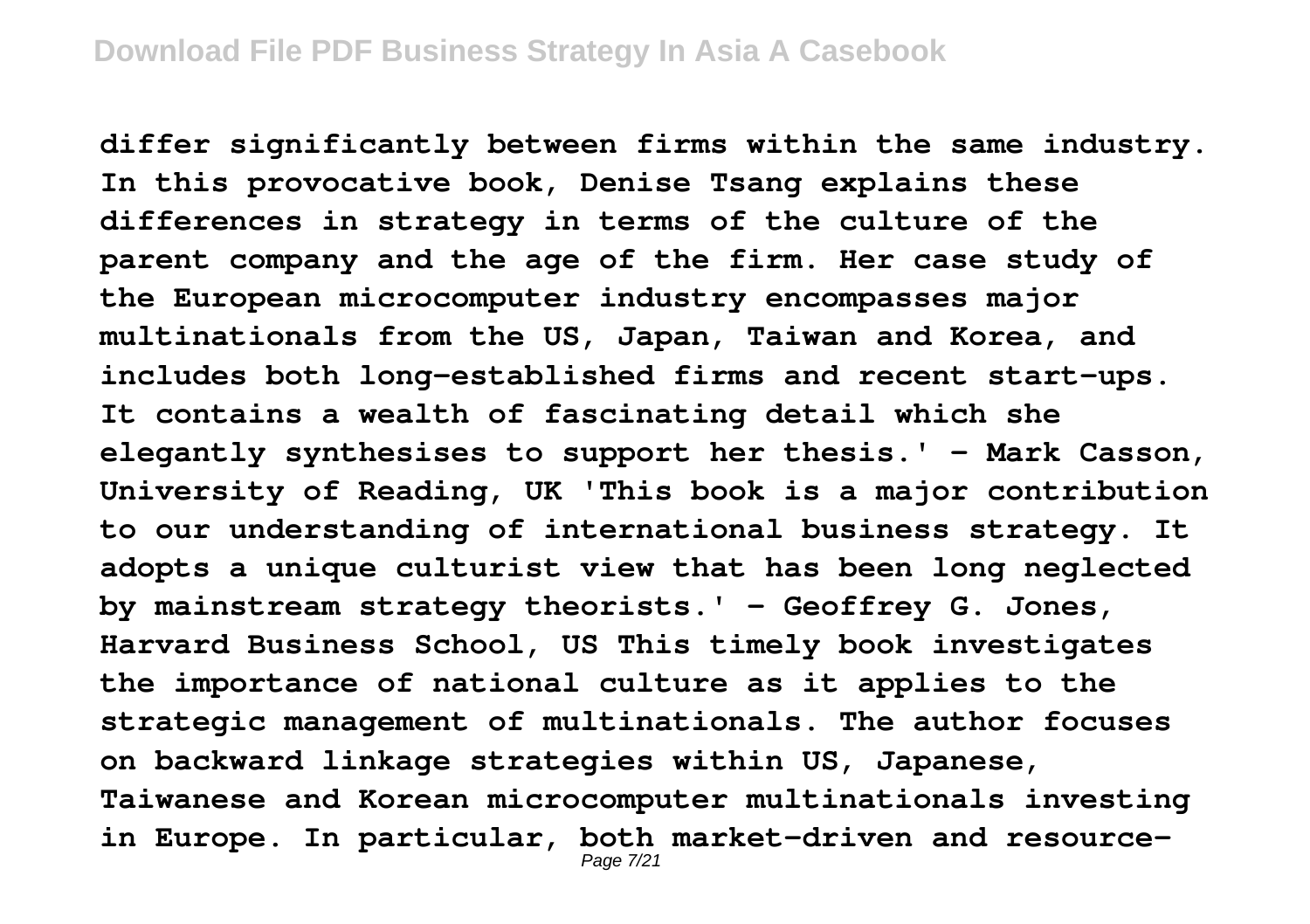**differ significantly between firms within the same industry. In this provocative book, Denise Tsang explains these differences in strategy in terms of the culture of the parent company and the age of the firm. Her case study of the European microcomputer industry encompasses major multinationals from the US, Japan, Taiwan and Korea, and includes both long-established firms and recent start-ups. It contains a wealth of fascinating detail which she elegantly synthesises to support her thesis.' - Mark Casson, University of Reading, UK 'This book is a major contribution to our understanding of international business strategy. It adopts a unique culturist view that has been long neglected by mainstream strategy theorists.' - Geoffrey G. Jones, Harvard Business School, US This timely book investigates the importance of national culture as it applies to the strategic management of multinationals. The author focuses on backward linkage strategies within US, Japanese, Taiwanese and Korean microcomputer multinationals investing in Europe. In particular, both market-driven and resource-**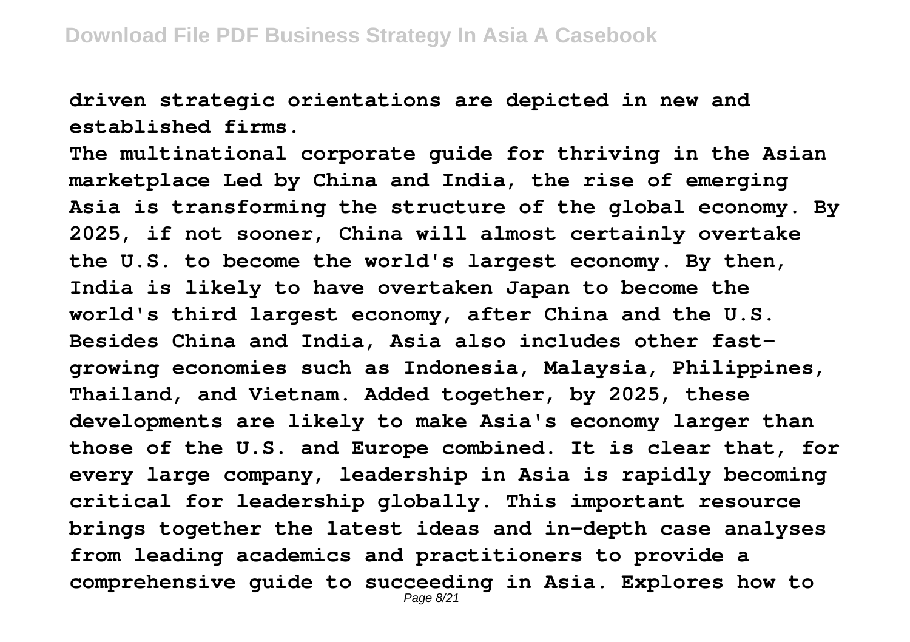**driven strategic orientations are depicted in new and established firms.**

**The multinational corporate guide for thriving in the Asian marketplace Led by China and India, the rise of emerging Asia is transforming the structure of the global economy. By 2025, if not sooner, China will almost certainly overtake the U.S. to become the world's largest economy. By then, India is likely to have overtaken Japan to become the world's third largest economy, after China and the U.S. Besides China and India, Asia also includes other fast-growing economies such as Indonesia, Malaysia, Philippines, Thailand, and Vietnam. Added together, by 2025, these developments are likely to make Asia's economy larger than those of the U.S. and Europe combined. It is clear that, for every large company, leadership in Asia is rapidly becoming critical for leadership globally. This important resource brings together the latest ideas and in-depth case analyses from leading academics and practitioners to provide a comprehensive guide to succeeding in Asia. Explores how to**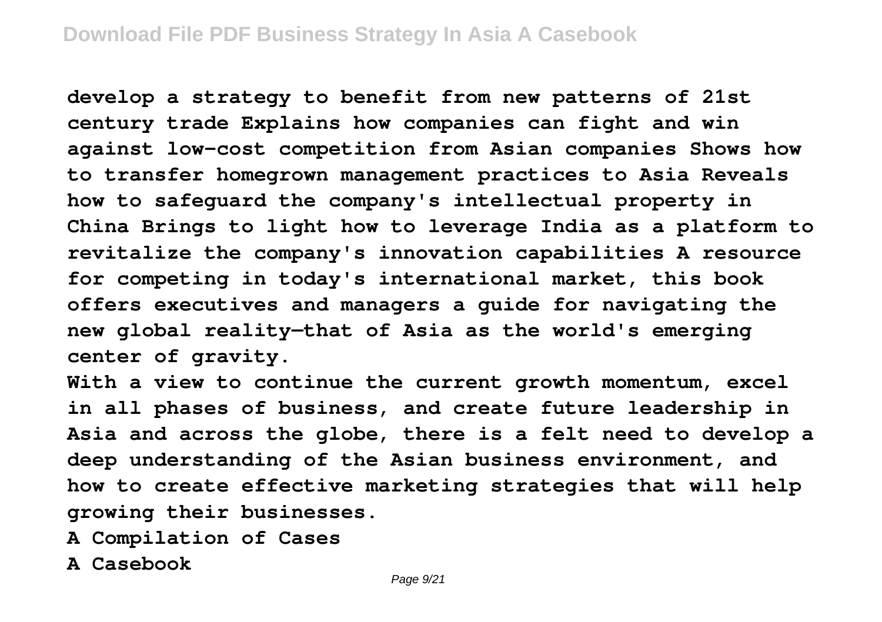**develop a strategy to benefit from new patterns of 21st century trade Explains how companies can fight and win against low-cost competition from Asian companies Shows how to transfer homegrown management practices to Asia Reveals how to safeguard the company's intellectual property in China Brings to light how to leverage India as a platform to revitalize the company's innovation capabilities A resource for competing in today's international market, this book offers executives and managers a guide for navigating the new global reality—that of Asia as the world's emerging center of gravity.**

**With a view to continue the current growth momentum, excel in all phases of business, and create future leadership in Asia and across the globe, there is a felt need to develop a deep understanding of the Asian business environment, and how to create effective marketing strategies that will help growing their businesses.**

**A Compilation of Cases**

**A Casebook**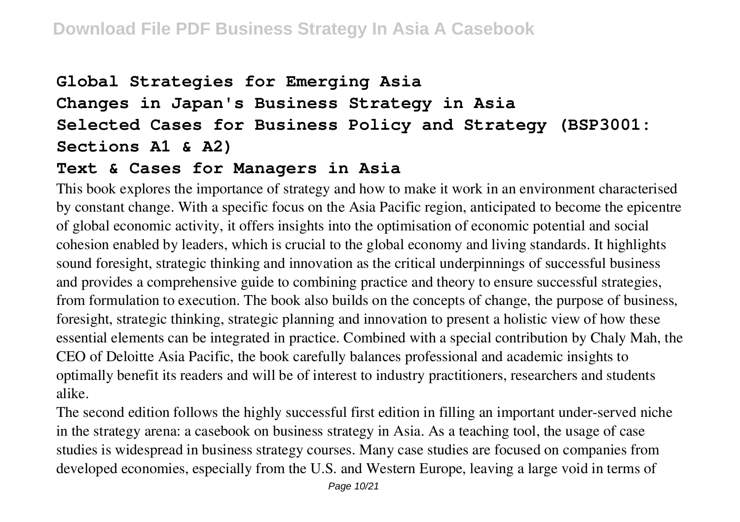## Global Strategies for Emerging Asia
## Changes in Japan's Business Strategy in Asia
## Selected Cases for Business Policy and Strategy (BSP3001: Sections A1 & A2)
## Text & Cases for Managers in Asia

This book explores the importance of strategy and how to make it work in an environment characterised by constant change. With a specific focus on the Asia Pacific region, anticipated to become the epicentre of global economic activity, it offers insights into the optimisation of economic potential and social cohesion enabled by leaders, which is crucial to the global economy and living standards. It highlights sound foresight, strategic thinking and innovation as the critical underpinnings of successful business and provides a comprehensive guide to combining practice and theory to ensure successful strategies, from formulation to execution. The book also builds on the concepts of change, the purpose of business, foresight, strategic thinking, strategic planning and innovation to present a holistic view of how these essential elements can be integrated in practice. Combined with a special contribution by Chaly Mah, the CEO of Deloitte Asia Pacific, the book carefully balances professional and academic insights to optimally benefit its readers and will be of interest to industry practitioners, researchers and students alike.

The second edition follows the highly successful first edition in filling an important under-served niche in the strategy arena: a casebook on business strategy in Asia. As a teaching tool, the usage of case studies is widespread in business strategy courses. Many case studies are focused on companies from developed economies, especially from the U.S. and Western Europe, leaving a large void in terms of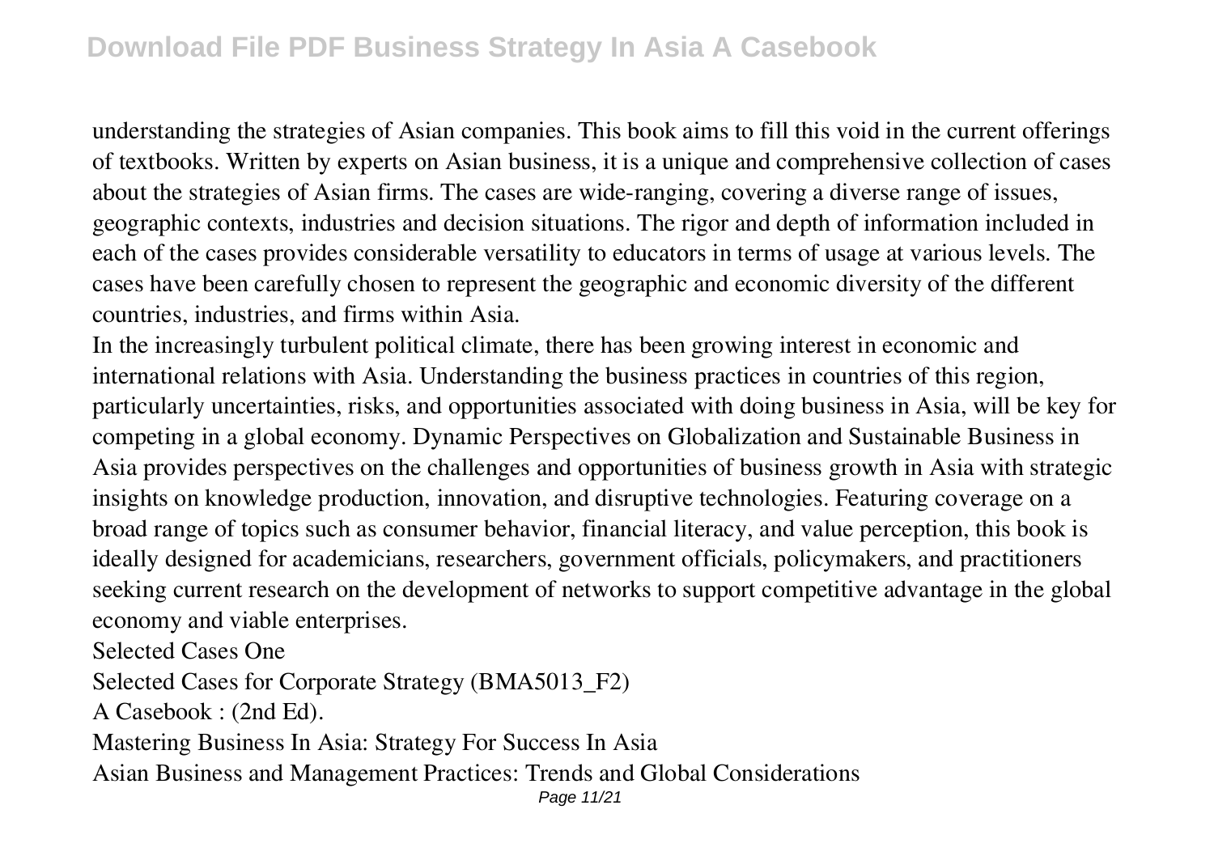understanding the strategies of Asian companies. This book aims to fill this void in the current offerings of textbooks. Written by experts on Asian business, it is a unique and comprehensive collection of cases about the strategies of Asian firms. The cases are wide-ranging, covering a diverse range of issues, geographic contexts, industries and decision situations. The rigor and depth of information included in each of the cases provides considerable versatility to educators in terms of usage at various levels. The cases have been carefully chosen to represent the geographic and economic diversity of the different countries, industries, and firms within Asia.

In the increasingly turbulent political climate, there has been growing interest in economic and international relations with Asia. Understanding the business practices in countries of this region, particularly uncertainties, risks, and opportunities associated with doing business in Asia, will be key for competing in a global economy. Dynamic Perspectives on Globalization and Sustainable Business in Asia provides perspectives on the challenges and opportunities of business growth in Asia with strategic insights on knowledge production, innovation, and disruptive technologies. Featuring coverage on a broad range of topics such as consumer behavior, financial literacy, and value perception, this book is ideally designed for academicians, researchers, government officials, policymakers, and practitioners seeking current research on the development of networks to support competitive advantage in the global economy and viable enterprises.

Selected Cases One

Selected Cases for Corporate Strategy (BMA5013_F2)

A Casebook : (2nd Ed).

Mastering Business In Asia: Strategy For Success In Asia

Asian Business and Management Practices: Trends and Global Considerations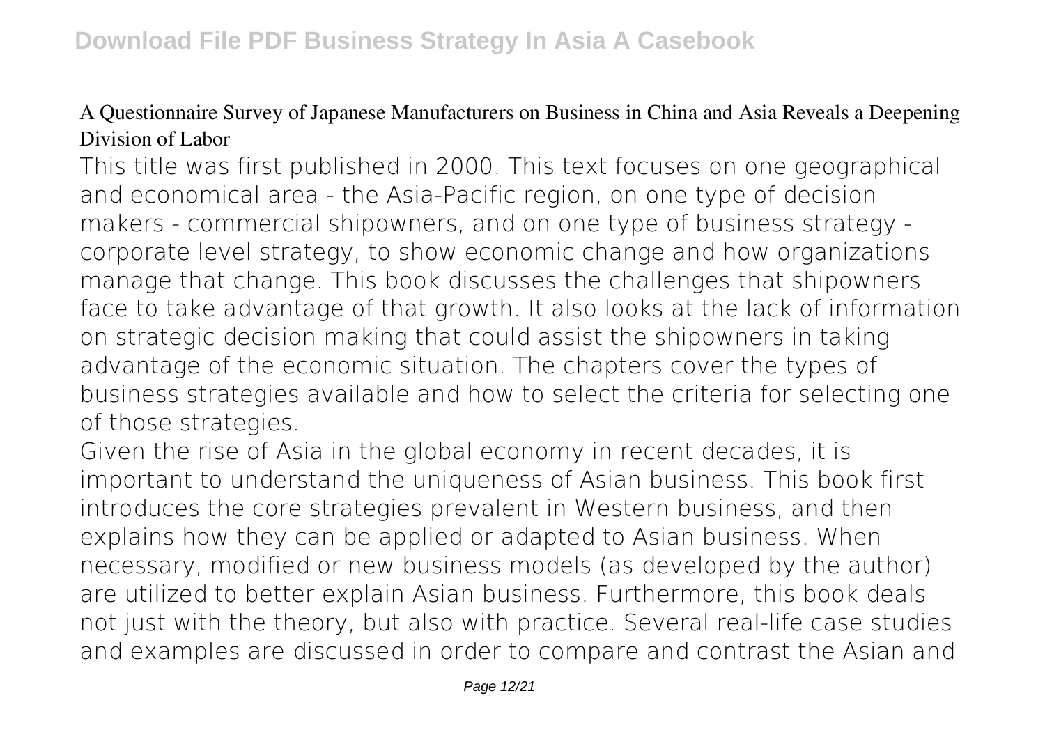A Questionnaire Survey of Japanese Manufacturers on Business in China and Asia Reveals a Deepening Division of Labor

This title was first published in 2000. This text focuses on one geographical and economical area - the Asia-Pacific region, on one type of decision makers - commercial shipowners, and on one type of business strategy - corporate level strategy, to show economic change and how organizations manage that change. This book discusses the challenges that shipowners face to take advantage of that growth. It also looks at the lack of information on strategic decision making that could assist the shipowners in taking advantage of the economic situation. The chapters cover the types of business strategies available and how to select the criteria for selecting one of those strategies.

Given the rise of Asia in the global economy in recent decades, it is important to understand the uniqueness of Asian business. This book first introduces the core strategies prevalent in Western business, and then explains how they can be applied or adapted to Asian business. When necessary, modified or new business models (as developed by the author) are utilized to better explain Asian business. Furthermore, this book deals not just with the theory, but also with practice. Several real-life case studies and examples are discussed in order to compare and contrast the Asian and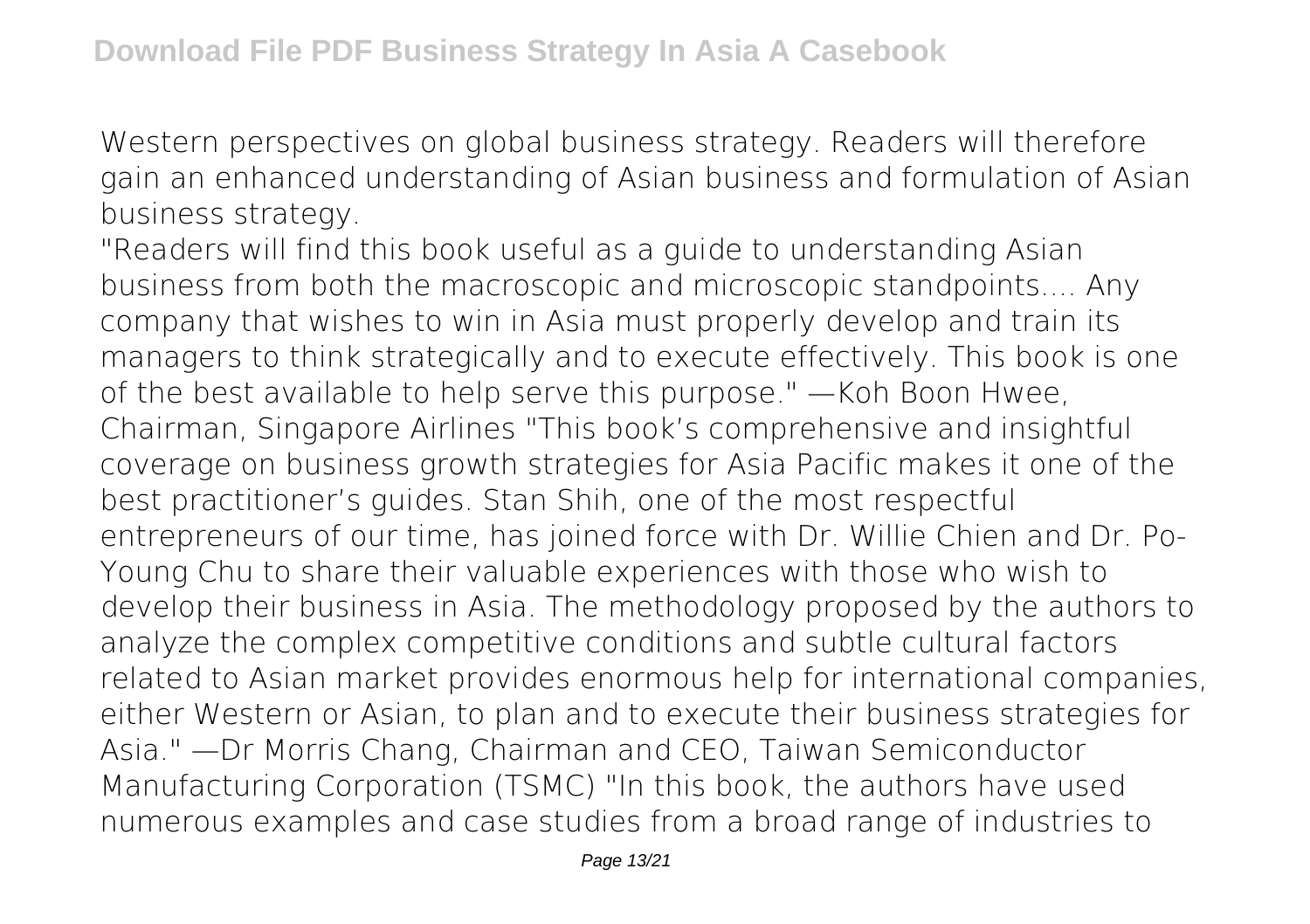Western perspectives on global business strategy. Readers will therefore gain an enhanced understanding of Asian business and formulation of Asian business strategy.

"Readers will find this book useful as a guide to understanding Asian business from both the macroscopic and microscopic standpoints.... Any company that wishes to win in Asia must properly develop and train its managers to think strategically and to execute effectively. This book is one of the best available to help serve this purpose." —Koh Boon Hwee, Chairman, Singapore Airlines "This book's comprehensive and insightful coverage on business growth strategies for Asia Pacific makes it one of the best practitioner's guides. Stan Shih, one of the most respectful entrepreneurs of our time, has joined force with Dr. Willie Chien and Dr. Po-Young Chu to share their valuable experiences with those who wish to develop their business in Asia. The methodology proposed by the authors to analyze the complex competitive conditions and subtle cultural factors related to Asian market provides enormous help for international companies, either Western or Asian, to plan and to execute their business strategies for Asia." —Dr Morris Chang, Chairman and CEO, Taiwan Semiconductor Manufacturing Corporation (TSMC) "In this book, the authors have used numerous examples and case studies from a broad range of industries to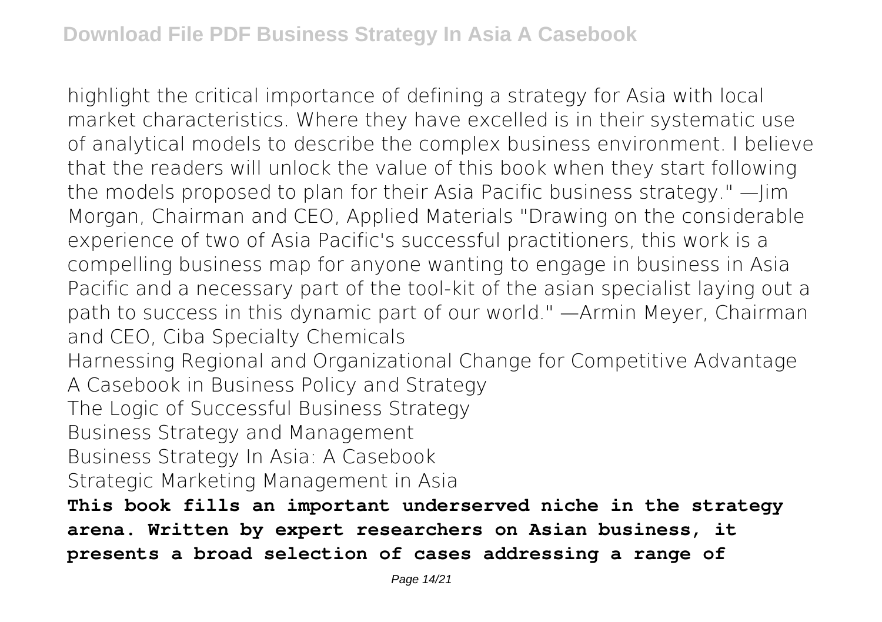highlight the critical importance of defining a strategy for Asia with local market characteristics. Where they have excelled is in their systematic use of analytical models to describe the complex business environment. I believe that the readers will unlock the value of this book when they start following the models proposed to plan for their Asia Pacific business strategy." —Jim Morgan, Chairman and CEO, Applied Materials "Drawing on the considerable experience of two of Asia Pacific's successful practitioners, this work is a compelling business map for anyone wanting to engage in business in Asia Pacific and a necessary part of the tool-kit of the asian specialist laying out a path to success in this dynamic part of our world." —Armin Meyer, Chairman and CEO, Ciba Specialty Chemicals

Harnessing Regional and Organizational Change for Competitive Advantage

A Casebook in Business Policy and Strategy

The Logic of Successful Business Strategy

Business Strategy and Management

Business Strategy In Asia: A Casebook

Strategic Marketing Management in Asia

**This book fills an important underserved niche in the strategy arena. Written by expert researchers on Asian business, it presents a broad selection of cases addressing a range of**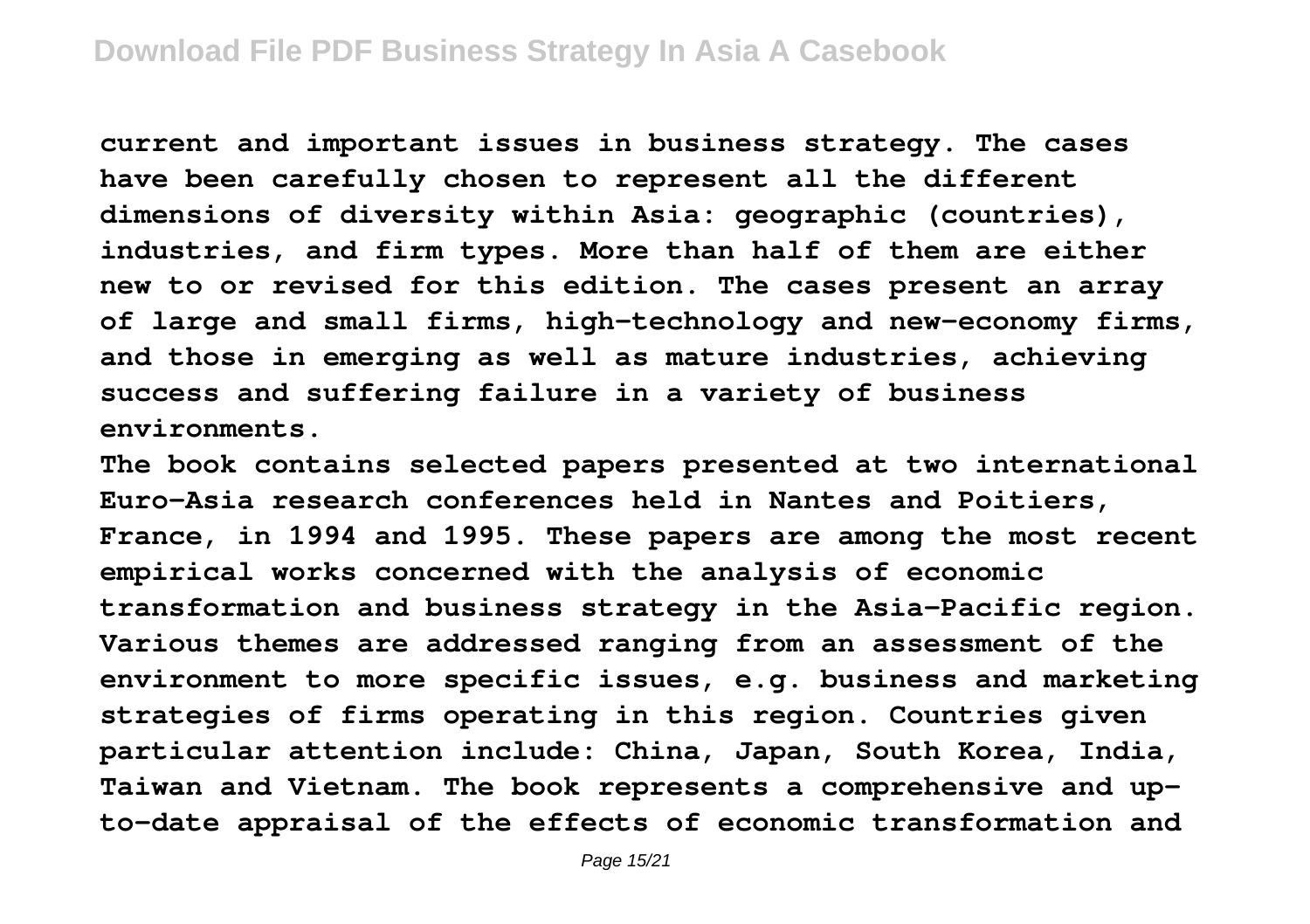current and important issues in business strategy. The cases have been carefully chosen to represent all the different dimensions of diversity within Asia: geographic (countries), industries, and firm types. More than half of them are either new to or revised for this edition. The cases present an array of large and small firms, high-technology and new-economy firms, and those in emerging as well as mature industries, achieving success and suffering failure in a variety of business environments.

The book contains selected papers presented at two international Euro-Asia research conferences held in Nantes and Poitiers, France, in 1994 and 1995. These papers are among the most recent empirical works concerned with the analysis of economic transformation and business strategy in the Asia-Pacific region. Various themes are addressed ranging from an assessment of the environment to more specific issues, e.g. business and marketing strategies of firms operating in this region. Countries given particular attention include: China, Japan, South Korea, India, Taiwan and Vietnam. The book represents a comprehensive and up-to-date appraisal of the effects of economic transformation and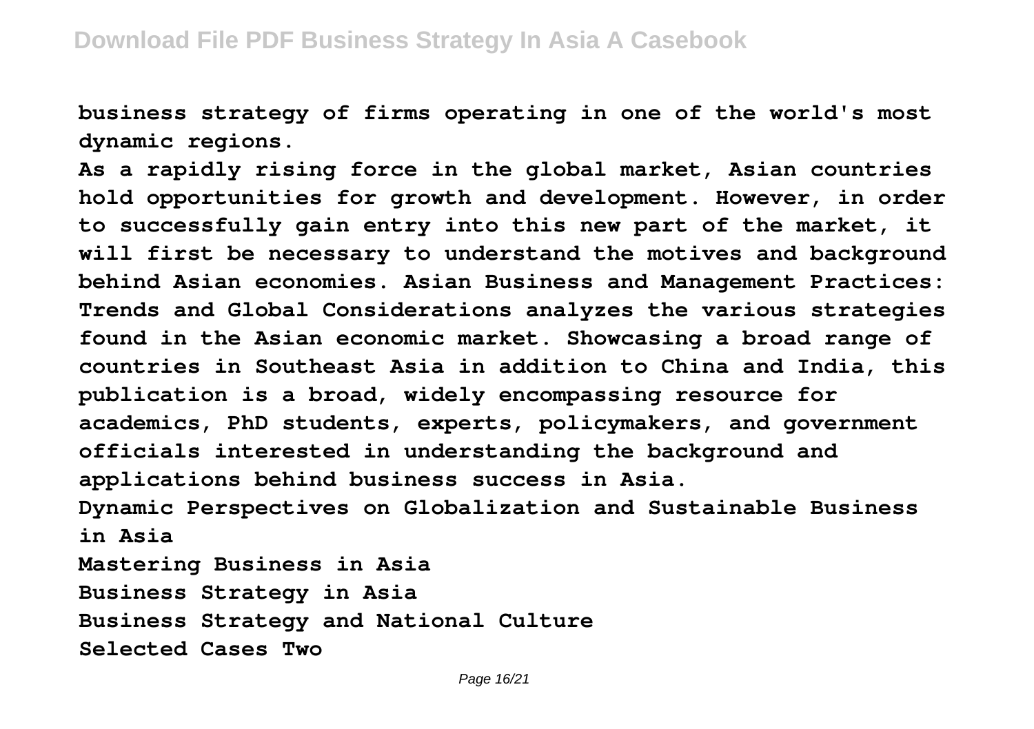**business strategy of firms operating in one of the world's most dynamic regions.**

**As a rapidly rising force in the global market, Asian countries hold opportunities for growth and development. However, in order to successfully gain entry into this new part of the market, it will first be necessary to understand the motives and background behind Asian economies. Asian Business and Management Practices: Trends and Global Considerations analyzes the various strategies found in the Asian economic market. Showcasing a broad range of countries in Southeast Asia in addition to China and India, this publication is a broad, widely encompassing resource for academics, PhD students, experts, policymakers, and government officials interested in understanding the background and applications behind business success in Asia.**

**Dynamic Perspectives on Globalization and Sustainable Business in Asia**

**Mastering Business in Asia**

**Business Strategy in Asia**

**Business Strategy and National Culture**

**Selected Cases Two**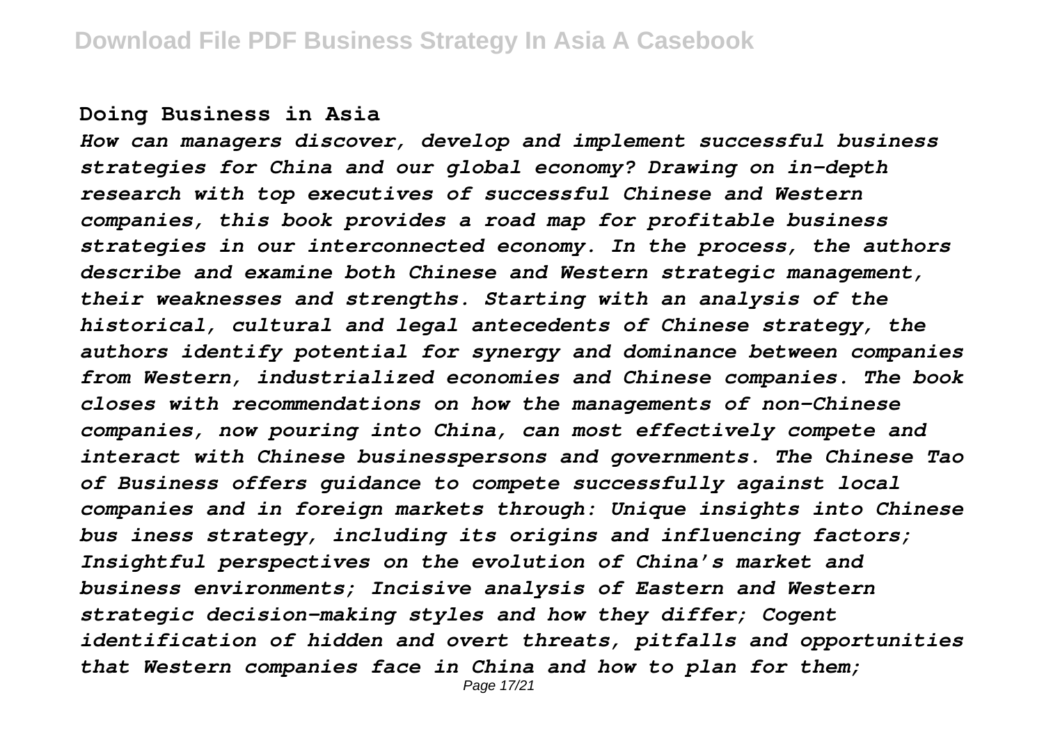**Doing Business in Asia**

*How can managers discover, develop and implement successful business strategies for China and our global economy? Drawing on in-depth research with top executives of successful Chinese and Western companies, this book provides a road map for profitable business strategies in our interconnected economy. In the process, the authors describe and examine both Chinese and Western strategic management, their weaknesses and strengths. Starting with an analysis of the historical, cultural and legal antecedents of Chinese strategy, the authors identify potential for synergy and dominance between companies from Western, industrialized economies and Chinese companies. The book closes with recommendations on how the managements of non-Chinese companies, now pouring into China, can most effectively compete and interact with Chinese businesspersons and governments. The Chinese Tao of Business offers guidance to compete successfully against local companies and in foreign markets through: Unique insights into Chinese bus iness strategy, including its origins and influencing factors; Insightful perspectives on the evolution of China's market and business environments; Incisive analysis of Eastern and Western strategic decision-making styles and how they differ; Cogent identification of hidden and overt threats, pitfalls and opportunities that Western companies face in China and how to plan for them;*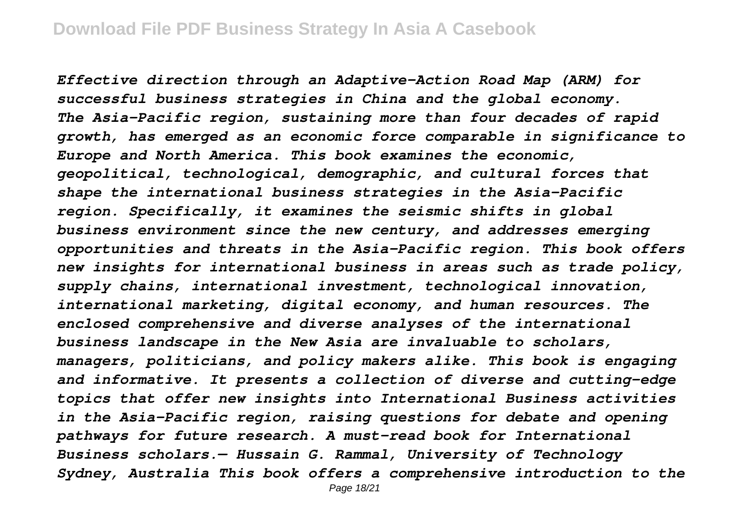*Effective direction through an Adaptive-Action Road Map (ARM) for successful business strategies in China and the global economy. The Asia-Pacific region, sustaining more than four decades of rapid growth, has emerged as an economic force comparable in significance to Europe and North America. This book examines the economic, geopolitical, technological, demographic, and cultural forces that shape the international business strategies in the Asia-Pacific region. Specifically, it examines the seismic shifts in global business environment since the new century, and addresses emerging opportunities and threats in the Asia-Pacific region. This book offers new insights for international business in areas such as trade policy, supply chains, international investment, technological innovation, international marketing, digital economy, and human resources. The enclosed comprehensive and diverse analyses of the international business landscape in the New Asia are invaluable to scholars, managers, politicians, and policy makers alike. This book is engaging and informative. It presents a collection of diverse and cutting-edge topics that offer new insights into International Business activities in the Asia-Pacific region, raising questions for debate and opening pathways for future research. A must-read book for International Business scholars.— Hussain G. Rammal, University of Technology Sydney, Australia This book offers a comprehensive introduction to the*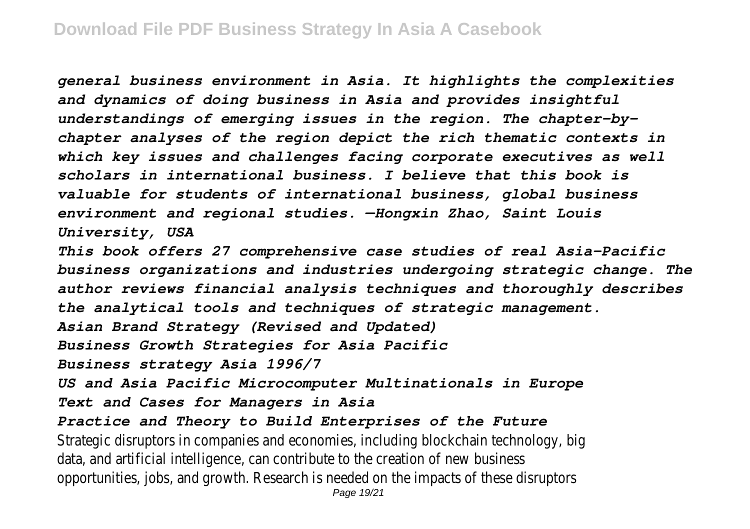*general business environment in Asia. It highlights the complexities and dynamics of doing business in Asia and provides insightful understandings of emerging issues in the region. The chapter-by-chapter analyses of the region depict the rich thematic contexts in which key issues and challenges facing corporate executives as well scholars in international business. I believe that this book is valuable for students of international business, global business environment and regional studies. —Hongxin Zhao, Saint Louis University, USA*

*This book offers 27 comprehensive case studies of real Asia-Pacific business organizations and industries undergoing strategic change. The author reviews financial analysis techniques and thoroughly describes the analytical tools and techniques of strategic management.*

*Asian Brand Strategy (Revised and Updated)*

*Business Growth Strategies for Asia Pacific*

*Business strategy Asia 1996/7*

*US and Asia Pacific Microcomputer Multinationals in Europe*

*Text and Cases for Managers in Asia*

*Practice and Theory to Build Enterprises of the Future*

Strategic disruptors in companies and economies, including blockchain technology, big data, and artificial intelligence, can contribute to the creation of new business opportunities, jobs, and growth. Research is needed on the impacts of these disruptors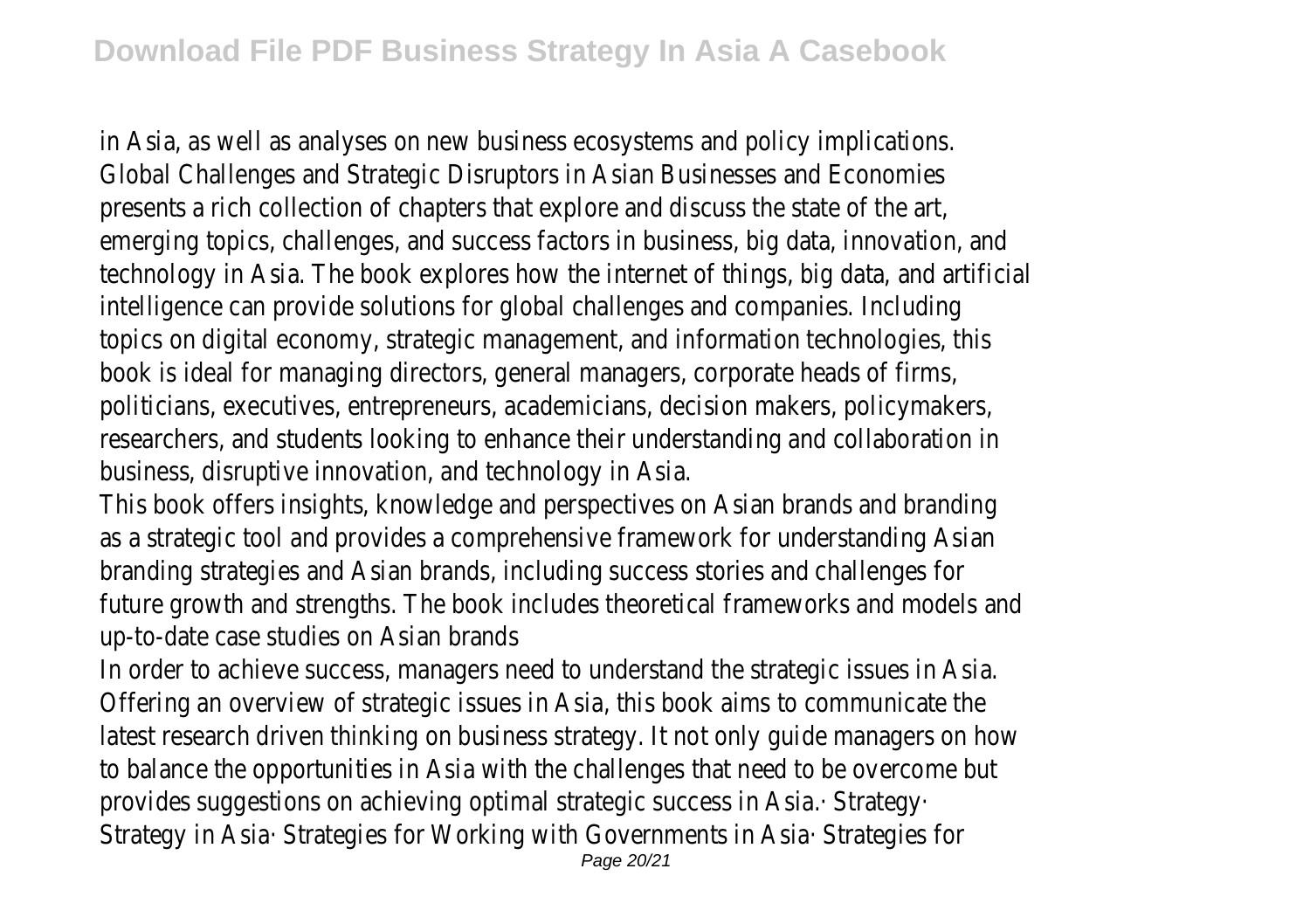in Asia, as well as analyses on new business ecosystems and policy implications. Global Challenges and Strategic Disruptors in Asian Businesses and Economies presents a rich collection of chapters that explore and discuss the state of the art, emerging topics, challenges, and success factors in business, big data, innovation, and technology in Asia. The book explores how the internet of things, big data, and artificial intelligence can provide solutions for global challenges and companies. Including topics on digital economy, strategic management, and information technologies, this book is ideal for managing directors, general managers, corporate heads of firms, politicians, executives, entrepreneurs, academicians, decision makers, policymakers, researchers, and students looking to enhance their understanding and collaboration in business, disruptive innovation, and technology in Asia.

This book offers insights, knowledge and perspectives on Asian brands and branding as a strategic tool and provides a comprehensive framework for understanding Asian branding strategies and Asian brands, including success stories and challenges for future growth and strengths. The book includes theoretical frameworks and models and up-to-date case studies on Asian brands

In order to achieve success, managers need to understand the strategic issues in Asia. Offering an overview of strategic issues in Asia, this book aims to communicate the latest research driven thinking on business strategy. It not only guide managers on how to balance the opportunities in Asia with the challenges that need to be overcome but provides suggestions on achieving optimal strategic success in Asia.· Strategy· Strategy in Asia· Strategies for Working with Governments in Asia· Strategies for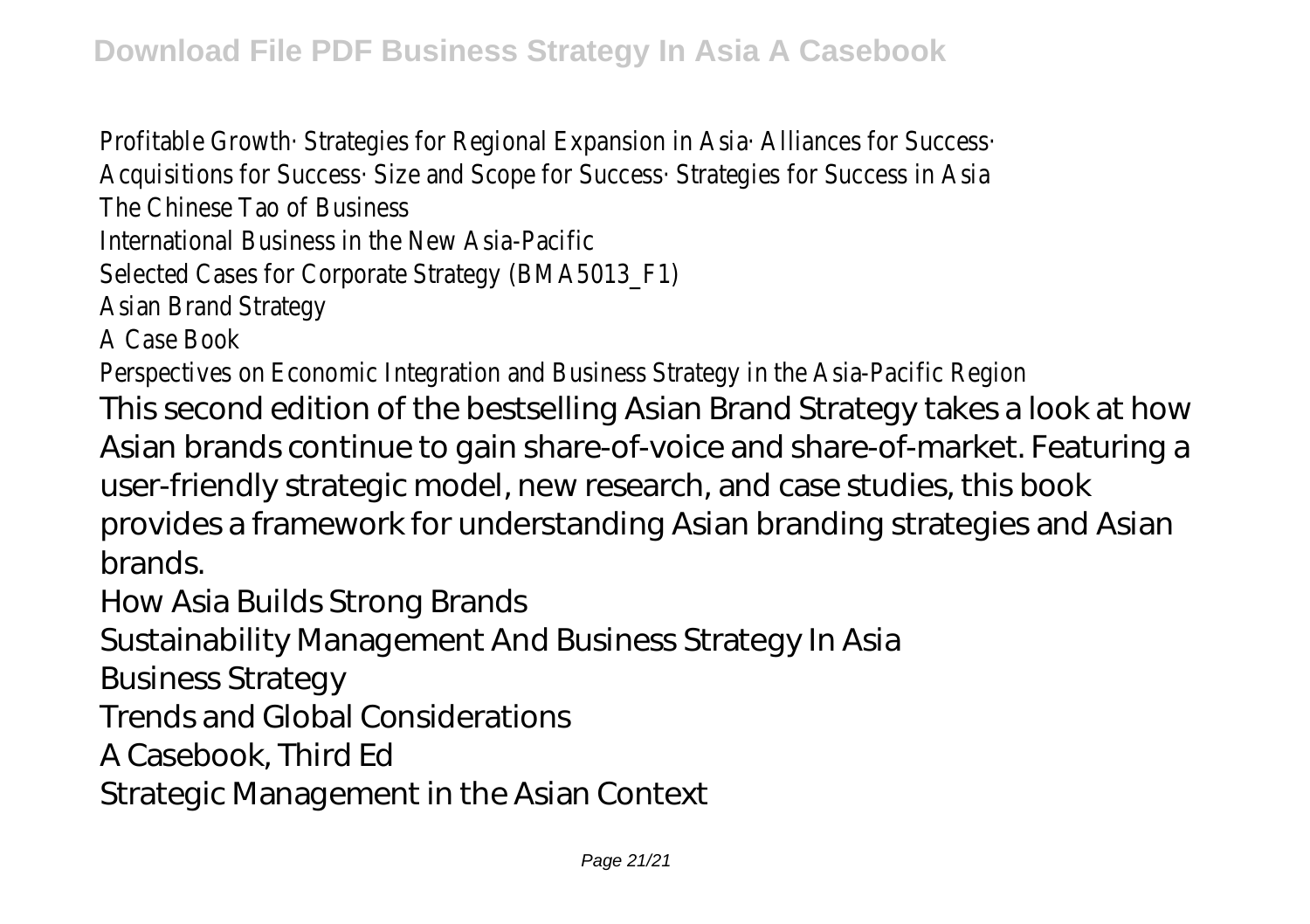Profitable Growth· Strategies for Regional Expansion in Asia· Alliances for Success·
Acquisitions for Success· Size and Scope for Success· Strategies for Success in Asia
The Chinese Tao of Business
International Business in the New Asia-Pacific
Selected Cases for Corporate Strategy (BMA5013_F1)
Asian Brand Strategy
A Case Book
Perspectives on Economic Integration and Business Strategy in the Asia-Pacific Region

This second edition of the bestselling Asian Brand Strategy takes a look at how Asian brands continue to gain share-of-voice and share-of-market. Featuring a user-friendly strategic model, new research, and case studies, this book provides a framework for understanding Asian branding strategies and Asian brands.

How Asia Builds Strong Brands
Sustainability Management And Business Strategy In Asia
Business Strategy
Trends and Global Considerations
A Casebook, Third Ed
Strategic Management in the Asian Context